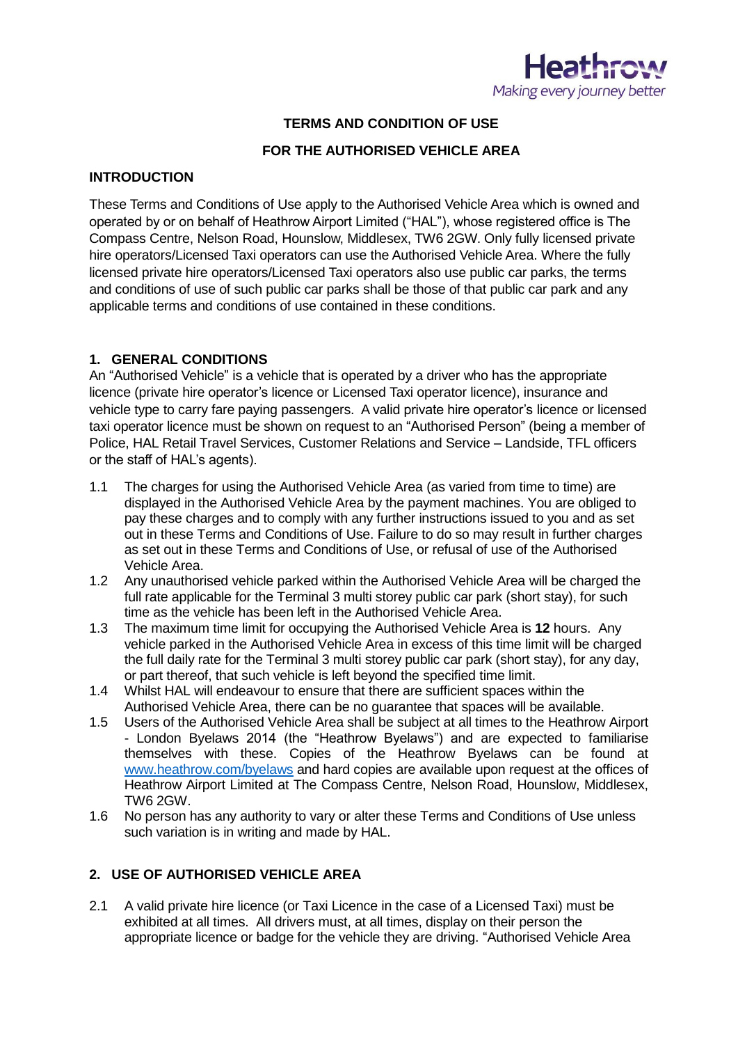# TERMS AND CONDITION OF USE

# FOR THE AUTHORISED VEHICLE AREA

## INTRODUCTION

These Terms and Conditions of Use apply to the Authorised Vehicle Area which is owned and operated by or on behalf of Heathrow Airport Limited ("HAL"), whose registered office is The Compass Centre, Nelson Road, Hounslow, Middlesex, TW6 2GW. Only fully licensed private hire operators/Licensed Taxi operators can use the Authorised Vehicle Area. Where the fully licensed private hire operators/Licensed Taxi operators also use public car parks, the terms and conditions of use of such public car parks shall be those of that public car park and any applicable terms and conditions of use contained in these conditions.

## 1. GENERAL CONDITIONS

An "Authorised Vehicle" is a vehicle that is operated by a driver who has the appropriate licence (private hire operator's licence or Licensed Taxi operator licence), insurance and vehicle type to carry fare paying passengers. A valid private hire operator's licence or licensed taxi operator licence must be shown on request to an "Authorised Person" (being a member of Police, HAL Retail Travel Services, Customer Relations and Service – Landside, TFL officers or the staff of HAL's agents).

1.1 The charges for using the Authorised Vehicle Area (as varied from time to time) are displayed in the Authorised Vehicle Area by the payment machines. You are obliged to pay these charges and to comply with any further instructions issued to you and as set out in these Terms and Conditions of Use. Failure to do so may result in further charges as set out in these Terms and Conditions of Use, or refusal of use of the Authorised Vehicle Area.

1.2 Any unauthorised vehicle parked within the Authorised Vehicle Area will be charged the full rate applicable for the Terminal 3 multi storey public car park (short stay), for such time as the vehicle has been left in the Authorised Vehicle Area.

1.3 The maximum time limit for occupying the Authorised Vehicle Area is **12** hours. Any vehicle parked in the Authorised Vehicle Area in excess of this time limit will be charged the full daily rate for the Terminal 3 multi storey public car park (short stay), for any day, or part thereof, that such vehicle is left beyond the specified time limit.

1.4 Whilst HAL will endeavour to ensure that there are sufficient spaces within the Authorised Vehicle Area, there can be no guarantee that spaces will be available.

1.5 Users of the Authorised Vehicle Area shall be subject at all times to the Heathrow Airport - London Byelaws 2014 (the "Heathrow Byelaws") and are expected to familiarise themselves with these. Copies of the Heathrow Byelaws can be found at www.heathrow.com/byelaws and hard copies are available upon request at the offices of Heathrow Airport Limited at The Compass Centre, Nelson Road, Hounslow, Middlesex, TW6 2GW.

1.6 No person has any authority to vary or alter these Terms and Conditions of Use unless such variation is in writing and made by HAL.

## 2. USE OF AUTHORISED VEHICLE AREA

2.1 A valid private hire licence (or Taxi Licence in the case of a Licensed Taxi) must be exhibited at all times. All drivers must, at all times, display on their person the appropriate licence or badge for the vehicle they are driving. "Authorised Vehicle Area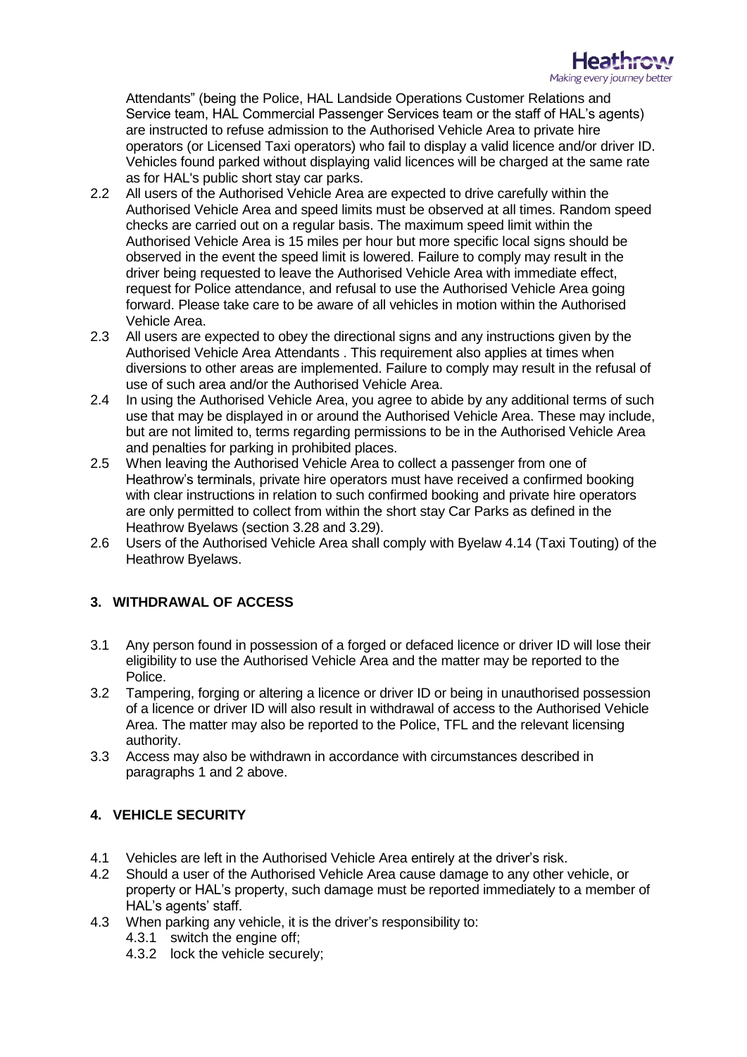Attendants" (being the Police, HAL Landside Operations Customer Relations and Service team, HAL Commercial Passenger Services team or the staff of HAL's agents) are instructed to refuse admission to the Authorised Vehicle Area to private hire operators (or Licensed Taxi operators) who fail to display a valid licence and/or driver ID. Vehicles found parked without displaying valid licences will be charged at the same rate as for HAL's public short stay car parks.

2.2 All users of the Authorised Vehicle Area are expected to drive carefully within the Authorised Vehicle Area and speed limits must be observed at all times. Random speed checks are carried out on a regular basis. The maximum speed limit within the Authorised Vehicle Area is 15 miles per hour but more specific local signs should be observed in the event the speed limit is lowered. Failure to comply may result in the driver being requested to leave the Authorised Vehicle Area with immediate effect, request for Police attendance, and refusal to use the Authorised Vehicle Area going forward. Please take care to be aware of all vehicles in motion within the Authorised Vehicle Area.

2.3 All users are expected to obey the directional signs and any instructions given by the Authorised Vehicle Area Attendants . This requirement also applies at times when diversions to other areas are implemented. Failure to comply may result in the refusal of use of such area and/or the Authorised Vehicle Area.

2.4 In using the Authorised Vehicle Area, you agree to abide by any additional terms of such use that may be displayed in or around the Authorised Vehicle Area. These may include, but are not limited to, terms regarding permissions to be in the Authorised Vehicle Area and penalties for parking in prohibited places.

2.5 When leaving the Authorised Vehicle Area to collect a passenger from one of Heathrow's terminals, private hire operators must have received a confirmed booking with clear instructions in relation to such confirmed booking and private hire operators are only permitted to collect from within the short stay Car Parks as defined in the Heathrow Byelaws (section 3.28 and 3.29).

2.6 Users of the Authorised Vehicle Area shall comply with Byelaw 4.14 (Taxi Touting) of the Heathrow Byelaws.

## 3. WITHDRAWAL OF ACCESS

3.1 Any person found in possession of a forged or defaced licence or driver ID will lose their eligibility to use the Authorised Vehicle Area and the matter may be reported to the Police.

3.2 Tampering, forging or altering a licence or driver ID or being in unauthorised possession of a licence or driver ID will also result in withdrawal of access to the Authorised Vehicle Area. The matter may also be reported to the Police, TFL and the relevant licensing authority.

3.3 Access may also be withdrawn in accordance with circumstances described in paragraphs 1 and 2 above.

## 4. VEHICLE SECURITY

4.1 Vehicles are left in the Authorised Vehicle Area entirely at the driver's risk.

4.2 Should a user of the Authorised Vehicle Area cause damage to any other vehicle, or property or HAL's property, such damage must be reported immediately to a member of HAL's agents' staff.

4.3 When parking any vehicle, it is the driver's responsibility to:

4.3.1 switch the engine off;

4.3.2 lock the vehicle securely;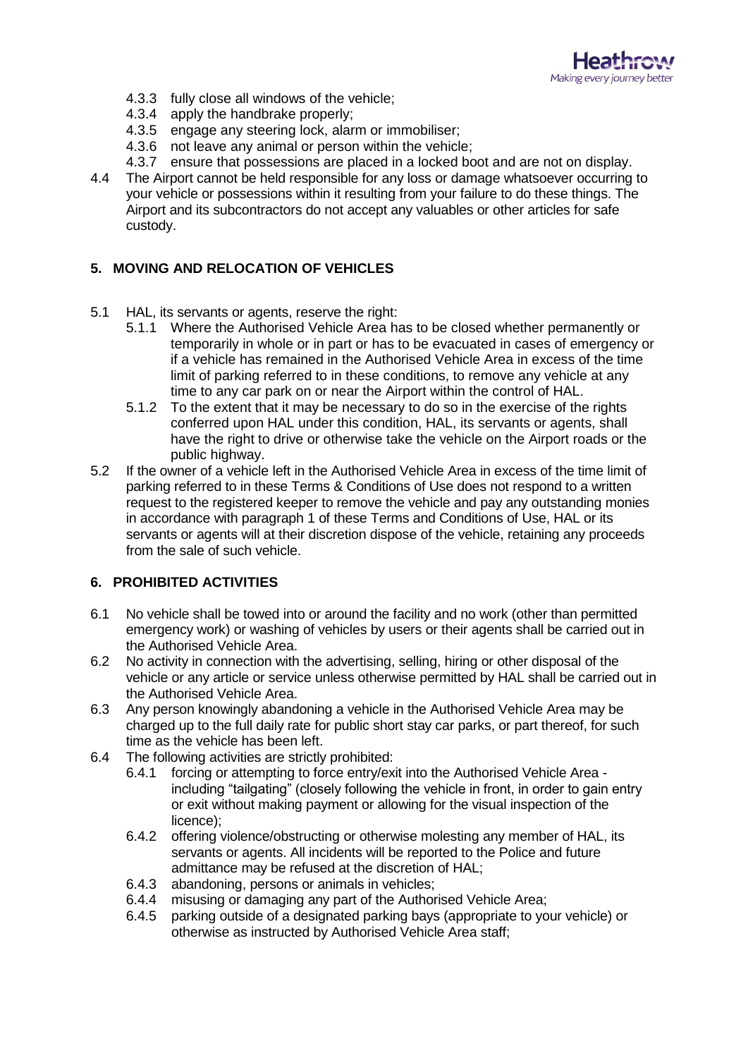4.3.3 fully close all windows of the vehicle;
4.3.4 apply the handbrake properly;
4.3.5 engage any steering lock, alarm or immobiliser;
4.3.6 not leave any animal or person within the vehicle;
4.3.7 ensure that possessions are placed in a locked boot and are not on display.

4.4 The Airport cannot be held responsible for any loss or damage whatsoever occurring to your vehicle or possessions within it resulting from your failure to do these things. The Airport and its subcontractors do not accept any valuables or other articles for safe custody.

## 5. MOVING AND RELOCATION OF VEHICLES

5.1 HAL, its servants or agents, reserve the right:

5.1.1 Where the Authorised Vehicle Area has to be closed whether permanently or temporarily in whole or in part or has to be evacuated in cases of emergency or if a vehicle has remained in the Authorised Vehicle Area in excess of the time limit of parking referred to in these conditions, to remove any vehicle at any time to any car park on or near the Airport within the control of HAL.

5.1.2 To the extent that it may be necessary to do so in the exercise of the rights conferred upon HAL under this condition, HAL, its servants or agents, shall have the right to drive or otherwise take the vehicle on the Airport roads or the public highway.

5.2 If the owner of a vehicle left in the Authorised Vehicle Area in excess of the time limit of parking referred to in these Terms & Conditions of Use does not respond to a written request to the registered keeper to remove the vehicle and pay any outstanding monies in accordance with paragraph 1 of these Terms and Conditions of Use, HAL or its servants or agents will at their discretion dispose of the vehicle, retaining any proceeds from the sale of such vehicle.

## 6. PROHIBITED ACTIVITIES

6.1 No vehicle shall be towed into or around the facility and no work (other than permitted emergency work) or washing of vehicles by users or their agents shall be carried out in the Authorised Vehicle Area.

6.2 No activity in connection with the advertising, selling, hiring or other disposal of the vehicle or any article or service unless otherwise permitted by HAL shall be carried out in the Authorised Vehicle Area.

6.3 Any person knowingly abandoning a vehicle in the Authorised Vehicle Area may be charged up to the full daily rate for public short stay car parks, or part thereof, for such time as the vehicle has been left.

6.4 The following activities are strictly prohibited:

6.4.1 forcing or attempting to force entry/exit into the Authorised Vehicle Area - including "tailgating" (closely following the vehicle in front, in order to gain entry or exit without making payment or allowing for the visual inspection of the licence);

6.4.2 offering violence/obstructing or otherwise molesting any member of HAL, its servants or agents. All incidents will be reported to the Police and future admittance may be refused at the discretion of HAL;

6.4.3 abandoning, persons or animals in vehicles;

6.4.4 misusing or damaging any part of the Authorised Vehicle Area;

6.4.5 parking outside of a designated parking bays (appropriate to your vehicle) or otherwise as instructed by Authorised Vehicle Area staff;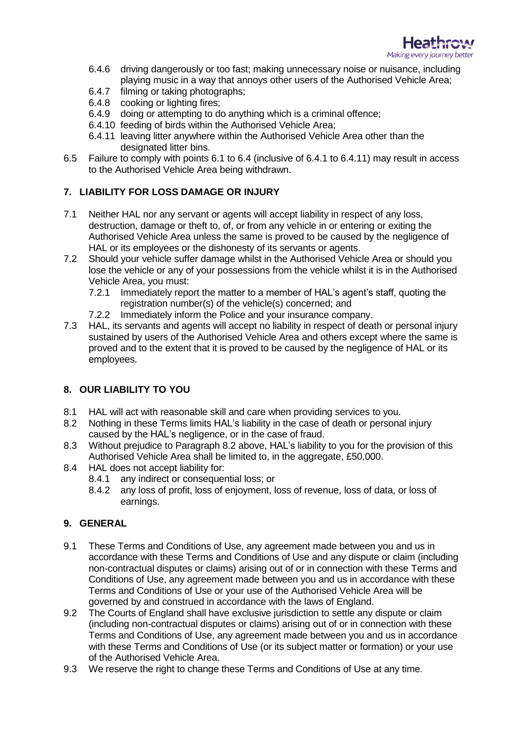6.4.6 driving dangerously or too fast; making unnecessary noise or nuisance, including playing music in a way that annoys other users of the Authorised Vehicle Area;

6.4.7 filming or taking photographs;

6.4.8 cooking or lighting fires;

6.4.9 doing or attempting to do anything which is a criminal offence;

6.4.10 feeding of birds within the Authorised Vehicle Area;

6.4.11 leaving litter anywhere within the Authorised Vehicle Area other than the designated litter bins.

6.5 Failure to comply with points 6.1 to 6.4 (inclusive of 6.4.1 to 6.4.11) may result in access to the Authorised Vehicle Area being withdrawn.

## 7. LIABILITY FOR LOSS DAMAGE OR INJURY

7.1 Neither HAL nor any servant or agents will accept liability in respect of any loss, destruction, damage or theft to, of, or from any vehicle in or entering or exiting the Authorised Vehicle Area unless the same is proved to be caused by the negligence of HAL or its employees or the dishonesty of its servants or agents.

7.2 Should your vehicle suffer damage whilst in the Authorised Vehicle Area or should you lose the vehicle or any of your possessions from the vehicle whilst it is in the Authorised Vehicle Area, you must:

7.2.1 Immediately report the matter to a member of HAL's agent's staff, quoting the registration number(s) of the vehicle(s) concerned; and

7.2.2 Immediately inform the Police and your insurance company.

7.3 HAL, its servants and agents will accept no liability in respect of death or personal injury sustained by users of the Authorised Vehicle Area and others except where the same is proved and to the extent that it is proved to be caused by the negligence of HAL or its employees.

## 8. OUR LIABILITY TO YOU

8.1 HAL will act with reasonable skill and care when providing services to you.

8.2 Nothing in these Terms limits HAL's liability in the case of death or personal injury caused by the HAL's negligence, or in the case of fraud.

8.3 Without prejudice to Paragraph 8.2 above, HAL's liability to you for the provision of this Authorised Vehicle Area shall be limited to, in the aggregate, £50,000.

8.4 HAL does not accept liability for:

8.4.1 any indirect or consequential loss; or

8.4.2 any loss of profit, loss of enjoyment, loss of revenue, loss of data, or loss of earnings.

## 9. GENERAL

9.1 These Terms and Conditions of Use, any agreement made between you and us in accordance with these Terms and Conditions of Use and any dispute or claim (including non-contractual disputes or claims) arising out of or in connection with these Terms and Conditions of Use, any agreement made between you and us in accordance with these Terms and Conditions of Use or your use of the Authorised Vehicle Area will be governed by and construed in accordance with the laws of England.

9.2 The Courts of England shall have exclusive jurisdiction to settle any dispute or claim (including non-contractual disputes or claims) arising out of or in connection with these Terms and Conditions of Use, any agreement made between you and us in accordance with these Terms and Conditions of Use (or its subject matter or formation) or your use of the Authorised Vehicle Area.

9.3 We reserve the right to change these Terms and Conditions of Use at any time.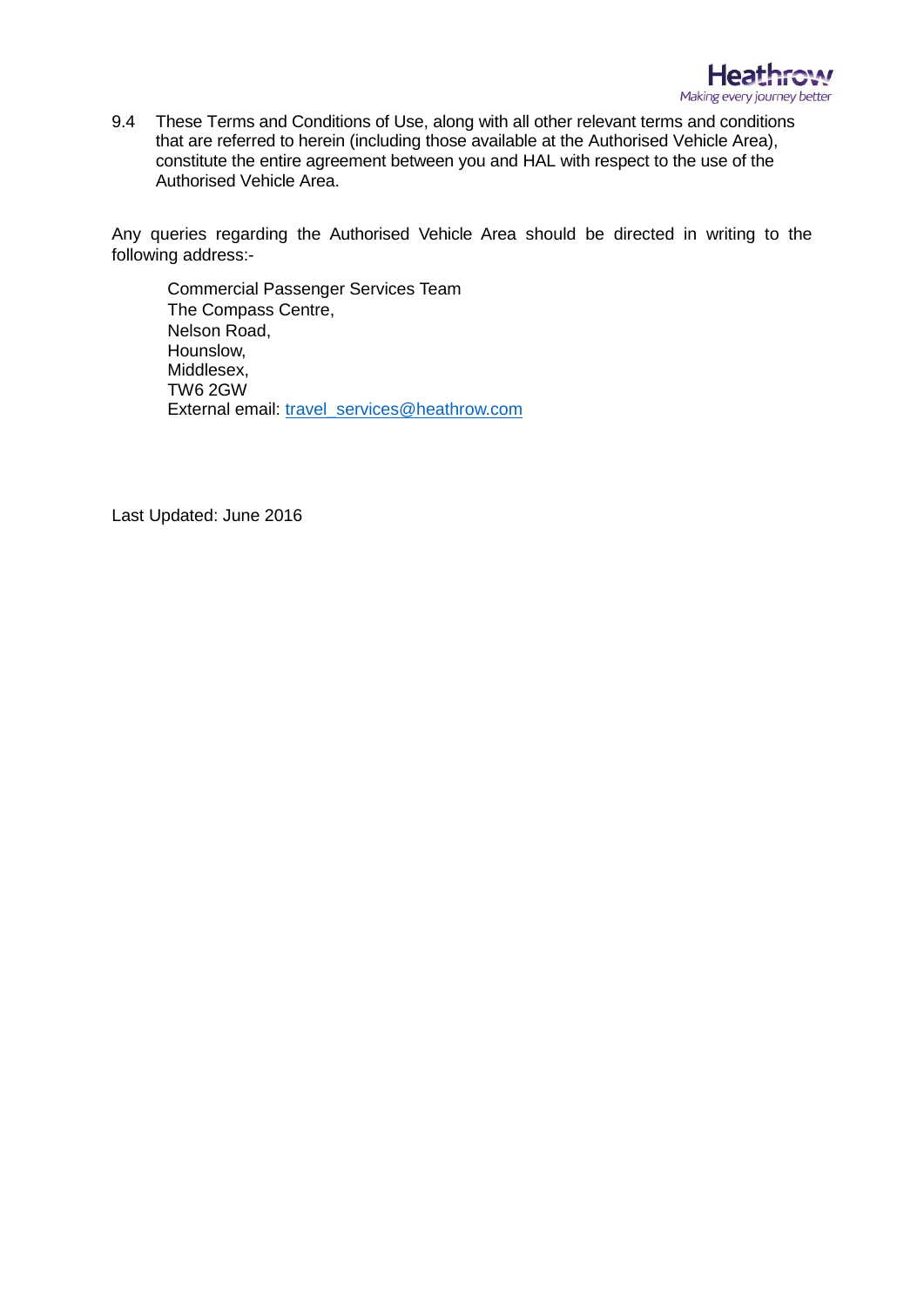9.4 These Terms and Conditions of Use, along with all other relevant terms and conditions that are referred to herein (including those available at the Authorised Vehicle Area), constitute the entire agreement between you and HAL with respect to the use of the Authorised Vehicle Area.

Any queries regarding the Authorised Vehicle Area should be directed in writing to the following address:-

Commercial Passenger Services Team
The Compass Centre,
Nelson Road,
Hounslow,
Middlesex,
TW6 2GW
External email: travel_services@heathrow.com

Last Updated: June 2016